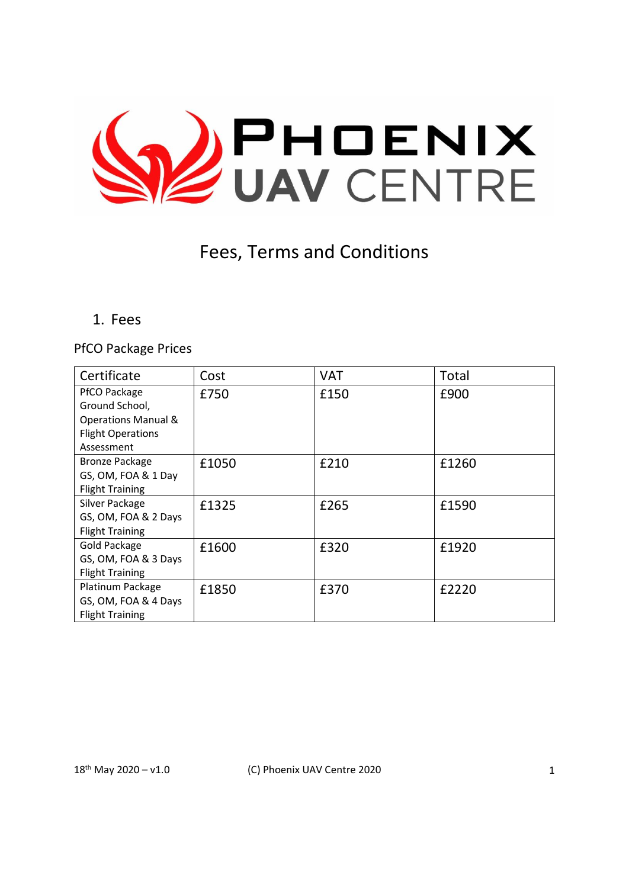# Phoenix UAV Centre

## Fees, Terms and Conditions

### 1. Fees

PfCO Package Prices

| Certificate | Cost | VAT | Total |
|---|---|---|---|
| PfCO Package Ground School, Operations Manual & Flight Operations Assessment | £750 | £150 | £900 |
| Bronze Package GS, OM, FOA & 1 Day Flight Training | £1050 | £210 | £1260 |
| Silver Package GS, OM, FOA & 2 Days Flight Training | £1325 | £265 | £1590 |
| Gold Package GS, OM, FOA & 3 Days Flight Training | £1600 | £320 | £1920 |
| Platinum Package GS, OM, FOA & 4 Days Flight Training | £1850 | £370 | £2220 |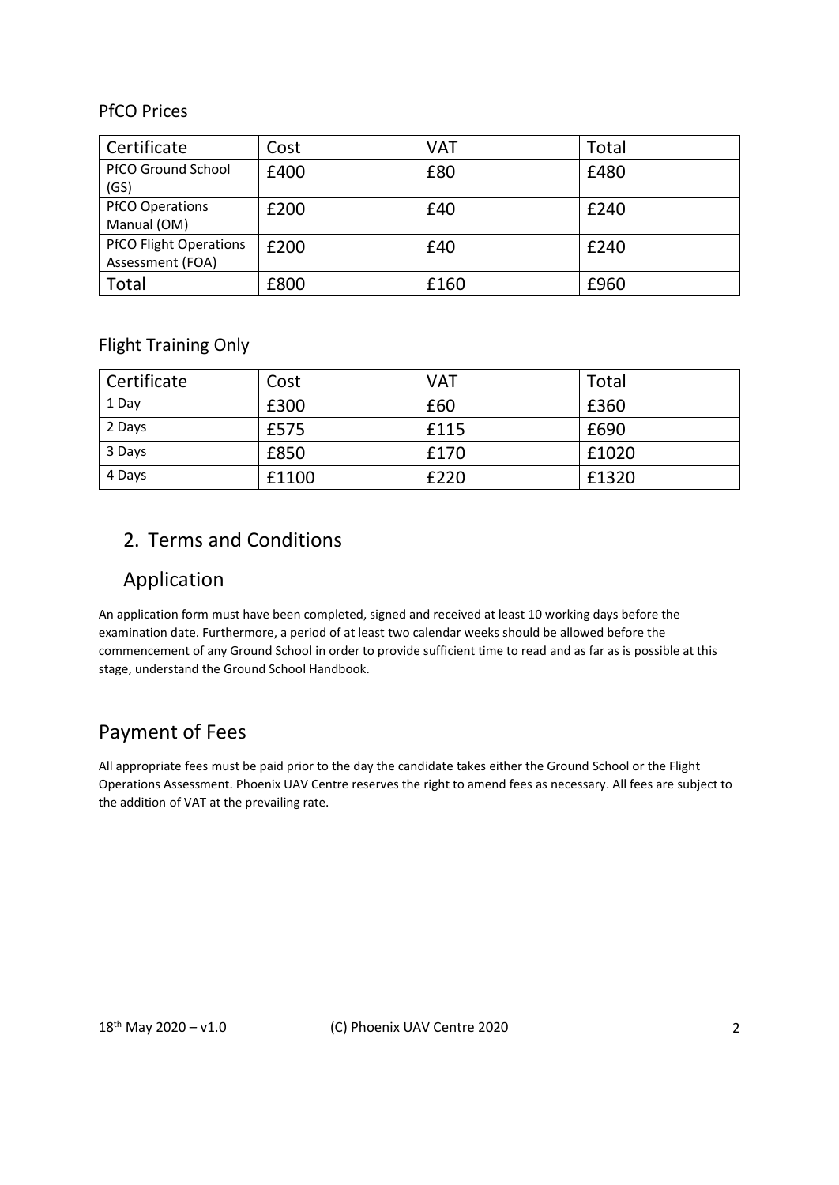PfCO Prices

| Certificate | Cost | VAT | Total |
|---|---|---|---|
| PfCO Ground School (GS) | £400 | £80 | £480 |
| PfCO Operations Manual (OM) | £200 | £40 | £240 |
| PfCO Flight Operations Assessment (FOA) | £200 | £40 | £240 |
| Total | £800 | £160 | £960 |

Flight Training Only

| Certificate | Cost | VAT | Total |
|---|---|---|---|
| 1 Day | £300 | £60 | £360 |
| 2 Days | £575 | £115 | £690 |
| 3 Days | £850 | £170 | £1020 |
| 4 Days | £1100 | £220 | £1320 |

## 2. Terms and Conditions

## Application

An application form must have been completed, signed and received at least 10 working days before the examination date. Furthermore, a period of at least two calendar weeks should be allowed before the commencement of any Ground School in order to provide sufficient time to read and as far as is possible at this stage, understand the Ground School Handbook.

## Payment of Fees

All appropriate fees must be paid prior to the day the candidate takes either the Ground School or the Flight Operations Assessment. Phoenix UAV Centre reserves the right to amend fees as necessary. All fees are subject to the addition of VAT at the prevailing rate.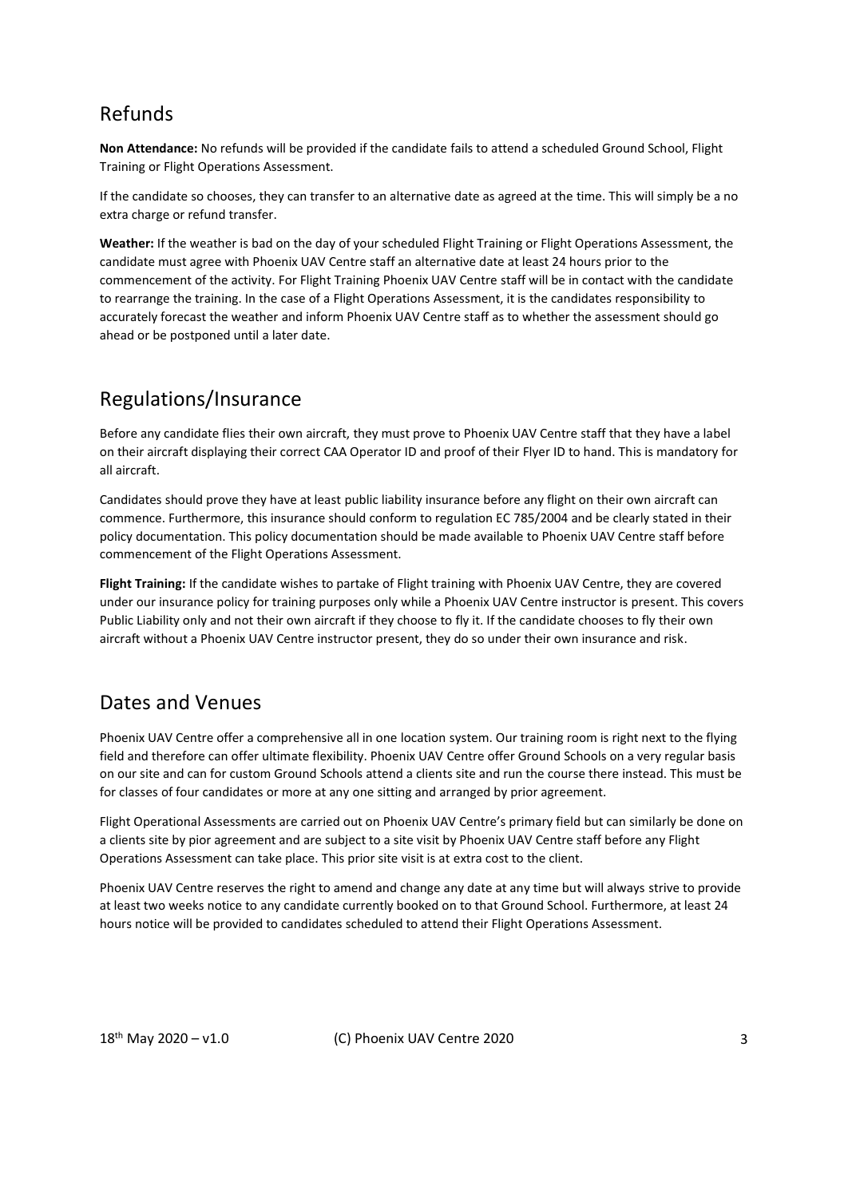## Refunds

**Non Attendance:** No refunds will be provided if the candidate fails to attend a scheduled Ground School, Flight Training or Flight Operations Assessment.

If the candidate so chooses, they can transfer to an alternative date as agreed at the time. This will simply be a no extra charge or refund transfer.

**Weather:** If the weather is bad on the day of your scheduled Flight Training or Flight Operations Assessment, the candidate must agree with Phoenix UAV Centre staff an alternative date at least 24 hours prior to the commencement of the activity. For Flight Training Phoenix UAV Centre staff will be in contact with the candidate to rearrange the training. In the case of a Flight Operations Assessment, it is the candidates responsibility to accurately forecast the weather and inform Phoenix UAV Centre staff as to whether the assessment should go ahead or be postponed until a later date.

## Regulations/Insurance

Before any candidate flies their own aircraft, they must prove to Phoenix UAV Centre staff that they have a label on their aircraft displaying their correct CAA Operator ID and proof of their Flyer ID to hand. This is mandatory for all aircraft.

Candidates should prove they have at least public liability insurance before any flight on their own aircraft can commence. Furthermore, this insurance should conform to regulation EC 785/2004 and be clearly stated in their policy documentation. This policy documentation should be made available to Phoenix UAV Centre staff before commencement of the Flight Operations Assessment.

**Flight Training:** If the candidate wishes to partake of Flight training with Phoenix UAV Centre, they are covered under our insurance policy for training purposes only while a Phoenix UAV Centre instructor is present. This covers Public Liability only and not their own aircraft if they choose to fly it. If the candidate chooses to fly their own aircraft without a Phoenix UAV Centre instructor present, they do so under their own insurance and risk.

## Dates and Venues

Phoenix UAV Centre offer a comprehensive all in one location system. Our training room is right next to the flying field and therefore can offer ultimate flexibility. Phoenix UAV Centre offer Ground Schools on a very regular basis on our site and can for custom Ground Schools attend a clients site and run the course there instead. This must be for classes of four candidates or more at any one sitting and arranged by prior agreement.

Flight Operational Assessments are carried out on Phoenix UAV Centre's primary field but can similarly be done on a clients site by pior agreement and are subject to a site visit by Phoenix UAV Centre staff before any Flight Operations Assessment can take place. This prior site visit is at extra cost to the client.

Phoenix UAV Centre reserves the right to amend and change any date at any time but will always strive to provide at least two weeks notice to any candidate currently booked on to that Ground School. Furthermore, at least 24 hours notice will be provided to candidates scheduled to attend their Flight Operations Assessment.